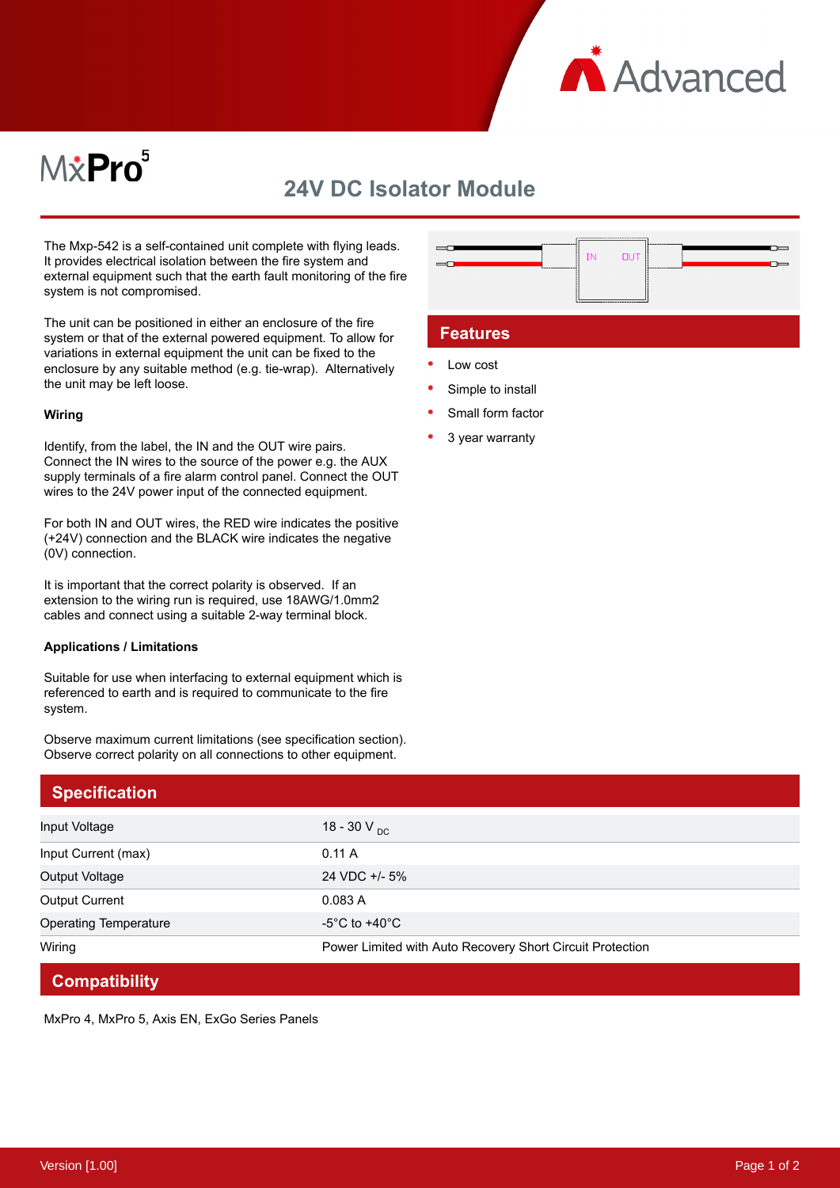Advanced

MxPro 5

# 24V DC Isolator Module

The Mxp-542 is a self-contained unit complete with flying leads. It provides electrical isolation between the fire system and external equipment such that the earth fault monitoring of the fire system is not compromised.

The unit can be positioned in either an enclosure of the fire system or that of the external powered equipment. To allow for variations in external equipment the unit can be fixed to the enclosure by any suitable method (e.g. tie-wrap). Alternatively the unit may be left loose.

**Wiring**

Identify, from the label, the IN and the OUT wire pairs. Connect the IN wires to the source of the power e.g. the AUX supply terminals of a fire alarm control panel. Connect the OUT wires to the 24V power input of the connected equipment.

For both IN and OUT wires, the RED wire indicates the positive (+24V) connection and the BLACK wire indicates the negative (0V) connection.

It is important that the correct polarity is observed. If an extension to the wiring run is required, use 18AWG/1.0mm2 cables and connect using a suitable 2-way terminal block.

**Applications / Limitations**

Suitable for use when interfacing to external equipment which is referenced to earth and is required to communicate to the fire system.

Observe maximum current limitations (see specification section). Observe correct polarity on all connections to other equipment.

## Features

- Low cost
- Simple to install
- Small form factor
- 3 year warranty

## Specification

| | |
|---|---|
| Input Voltage | 18 - 30 $V_{DC}$ |
| Input Current (max) | 0.11 A |
| Output Voltage | 24 VDC +/- 5% |
| Output Current | 0.083 A |
| Operating Temperature | -5°C to +40°C |
| Wiring | Power Limited with Auto Recovery Short Circuit Protection |

## Compatibility

MxPro 4, MxPro 5, Axis EN, ExGo Series Panels

Version [1.00]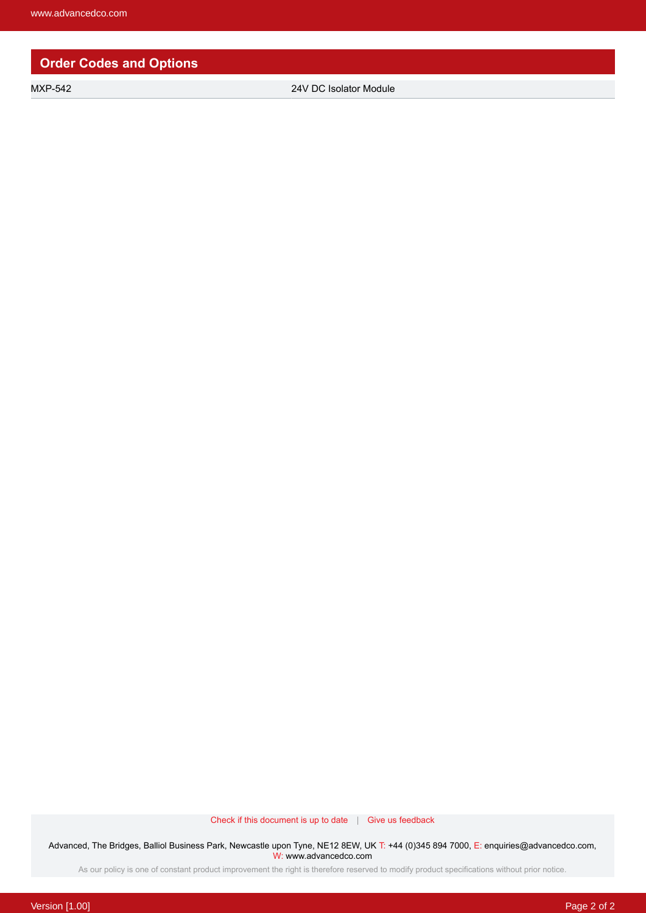## Order Codes and Options

| | |
|---|---|
| MXP-542 | 24V DC Isolator Module |

Check if this document is up to date | Give us feedback

Advanced, The Bridges, Balliol Business Park, Newcastle upon Tyne, NE12 8EW, UK T: +44 (0)345 894 7000, E: enquiries@advancedco.com, W: www.advancedco.com

As our policy is one of constant product improvement the right is therefore reserved to modify product specifications without prior notice.

Version [1.00]